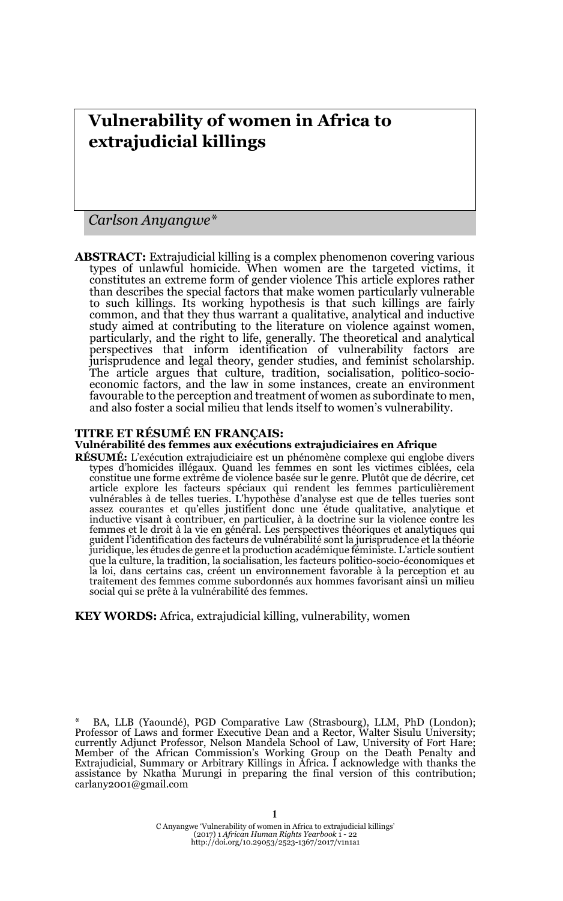# Vulnerability of women in Africa to extrajudicial killings

*Carlson Anyangwe\**

**ABSTRACT:** Extrajudicial killing is a complex phenomenon covering various types of unlawful homicide. When women are the targeted victims, it constitutes an extreme form of gender violence This article explores rather than describes the special factors that make women particularly vulnerable to such killings. Its working hypothesis is that such killings are fairly common, and that they thus warrant a qualitative, analytical and inductive study aimed at contributing to the literature on violence against women, particularly, and the right to life, generally. The theoretical and analytical perspectives that inform identification of vulnerability factors are jurisprudence and legal theory, gender studies, and feminist scholarship. The article argues that culture, tradition, socialisation, politico-socio-economic factors, and the law in some instances, create an environment favourable to the perception and treatment of women as subordinate to men, and also foster a social milieu that lends itself to women's vulnerability.

**TITRE ET RÉSUMÉ EN FRANÇAIS:**
**Vulnérabilité des femmes aux exécutions extrajudiciaires en Afrique**

**RÉSUMÉ:** L'exécution extrajudiciaire est un phénomène complexe qui englobe divers types d'homicides illégaux. Quand les femmes en sont les victimes ciblées, cela constitue une forme extrême de violence basée sur le genre. Plutôt que de décrire, cet article explore les facteurs spéciaux qui rendent les femmes particulièrement vulnérables à de telles tueries. L'hypothèse d'analyse est que de telles tueries sont assez courantes et qu'elles justifient donc une étude qualitative, analytique et inductive visant à contribuer, en particulier, à la doctrine sur la violence contre les femmes et le droit à la vie en général. Les perspectives théoriques et analytiques qui guident l'identification des facteurs de vulnérabilité sont la jurisprudence et la théorie juridique, les études de genre et la production académique féministe. L'article soutient que la culture, la tradition, la socialisation, les facteurs politico-socio-économiques et la loi, dans certains cas, créent un environnement favorable à la perception et au traitement des femmes comme subordonnés aux hommes favorisant ainsi un milieu social qui se prête à la vulnérabilité des femmes.

**KEY WORDS:** Africa, extrajudicial killing, vulnerability, women

\* BA, LLB (Yaoundé), PGD Comparative Law (Strasbourg), LLM, PhD (London); Professor of Laws and former Executive Dean and a Rector, Walter Sisulu University; currently Adjunct Professor, Nelson Mandela School of Law, University of Fort Hare; Member of the African Commission's Working Group on the Death Penalty and Extrajudicial, Summary or Arbitrary Killings in Africa. I acknowledge with thanks the assistance by Nkatha Murungi in preparing the final version of this contribution; carlany2001@gmail.com

C Anyangwe 'Vulnerability of women in Africa to extrajudicial killings' (2017) 1 *African Human Rights Yearbook* 1 - 22
http://doi.org/10.29053/2523-1367/2017/v1n1a1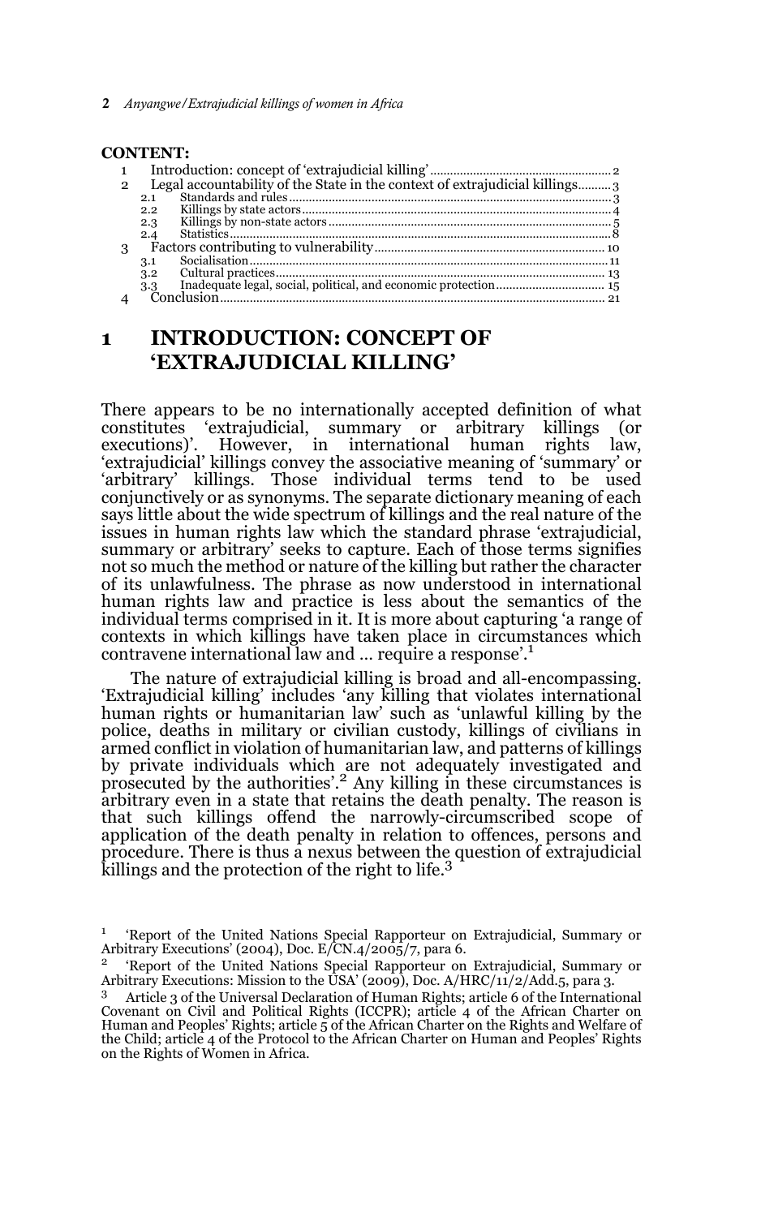**CONTENT:**

1 Introduction: concept of 'extrajudicial killing' ..... 2
2 Legal accountability of the State in the context of extrajudicial killings ..... 3
  2.1 Standards and rules ..... 3
  2.2 Killings by state actors ..... 4
  2.3 Killings by non-state actors ..... 5
  2.4 Statistics ..... 8
3 Factors contributing to vulnerability ..... 10
  3.1 Socialisation ..... 11
  3.2 Cultural practices ..... 13
  3.3 Inadequate legal, social, political, and economic protection ..... 15
4 Conclusion ..... 21

# 1 INTRODUCTION: CONCEPT OF 'EXTRAJUDICIAL KILLING'

There appears to be no internationally accepted definition of what constitutes 'extrajudicial, summary or arbitrary killings (or executions)'. However, in international human rights law, 'extrajudicial' killings convey the associative meaning of 'summary' or 'arbitrary' killings. Those individual terms tend to be used conjunctively or as synonyms. The separate dictionary meaning of each says little about the wide spectrum of killings and the real nature of the issues in human rights law which the standard phrase 'extrajudicial, summary or arbitrary' seeks to capture. Each of those terms signifies not so much the method or nature of the killing but rather the character of its unlawfulness. The phrase as now understood in international human rights law and practice is less about the semantics of the individual terms comprised in it. It is more about capturing 'a range of contexts in which killings have taken place in circumstances which contravene international law and … require a response'.[1]

The nature of extrajudicial killing is broad and all-encompassing. 'Extrajudicial killing' includes 'any killing that violates international human rights or humanitarian law' such as 'unlawful killing by the police, deaths in military or civilian custody, killings of civilians in armed conflict in violation of humanitarian law, and patterns of killings by private individuals which are not adequately investigated and prosecuted by the authorities'.[2] Any killing in these circumstances is arbitrary even in a state that retains the death penalty. The reason is that such killings offend the narrowly-circumscribed scope of application of the death penalty in relation to offences, persons and procedure. There is thus a nexus between the question of extrajudicial killings and the protection of the right to life.[3]

---

[1] 'Report of the United Nations Special Rapporteur on Extrajudicial, Summary or Arbitrary Executions' (2004), Doc. E/CN.4/2005/7, para 6.

[2] 'Report of the United Nations Special Rapporteur on Extrajudicial, Summary or Arbitrary Executions: Mission to the USA' (2009), Doc. A/HRC/11/2/Add.5, para 3.

[3] Article 3 of the Universal Declaration of Human Rights; article 6 of the International Covenant on Civil and Political Rights (ICCPR); article 4 of the African Charter on Human and Peoples' Rights; article 5 of the African Charter on the Rights and Welfare of the Child; article 4 of the Protocol to the African Charter on Human and Peoples' Rights on the Rights of Women in Africa.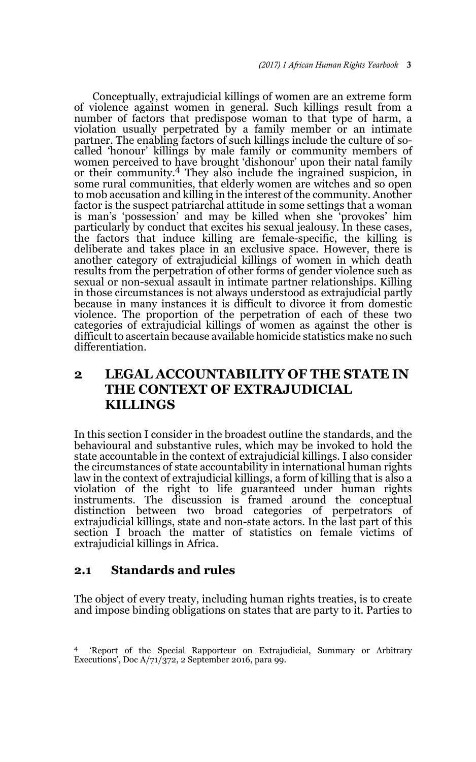Conceptually, extrajudicial killings of women are an extreme form of violence against women in general. Such killings result from a number of factors that predispose woman to that type of harm, a violation usually perpetrated by a family member or an intimate partner. The enabling factors of such killings include the culture of so-called 'honour' killings by male family or community members of women perceived to have brought 'dishonour' upon their natal family or their community.[4] They also include the ingrained suspicion, in some rural communities, that elderly women are witches and so open to mob accusation and killing in the interest of the community. Another factor is the suspect patriarchal attitude in some settings that a woman is man's 'possession' and may be killed when she 'provokes' him particularly by conduct that excites his sexual jealousy. In these cases, the factors that induce killing are female-specific, the killing is deliberate and takes place in an exclusive space. However, there is another category of extrajudicial killings of women in which death results from the perpetration of other forms of gender violence such as sexual or non-sexual assault in intimate partner relationships. Killing in those circumstances is not always understood as extrajudicial partly because in many instances it is difficult to divorce it from domestic violence. The proportion of the perpetration of each of these two categories of extrajudicial killings of women as against the other is difficult to ascertain because available homicide statistics make no such differentiation.

## 2 LEGAL ACCOUNTABILITY OF THE STATE IN THE CONTEXT OF EXTRAJUDICIAL KILLINGS

In this section I consider in the broadest outline the standards, and the behavioural and substantive rules, which may be invoked to hold the state accountable in the context of extrajudicial killings. I also consider the circumstances of state accountability in international human rights law in the context of extrajudicial killings, a form of killing that is also a violation of the right to life guaranteed under human rights instruments. The discussion is framed around the conceptual distinction between two broad categories of perpetrators of extrajudicial killings, state and non-state actors. In the last part of this section I broach the matter of statistics on female victims of extrajudicial killings in Africa.

### 2.1 Standards and rules

The object of every treaty, including human rights treaties, is to create and impose binding obligations on states that are party to it. Parties to

[4] 'Report of the Special Rapporteur on Extrajudicial, Summary or Arbitrary Executions', Doc A/71/372, 2 September 2016, para 99.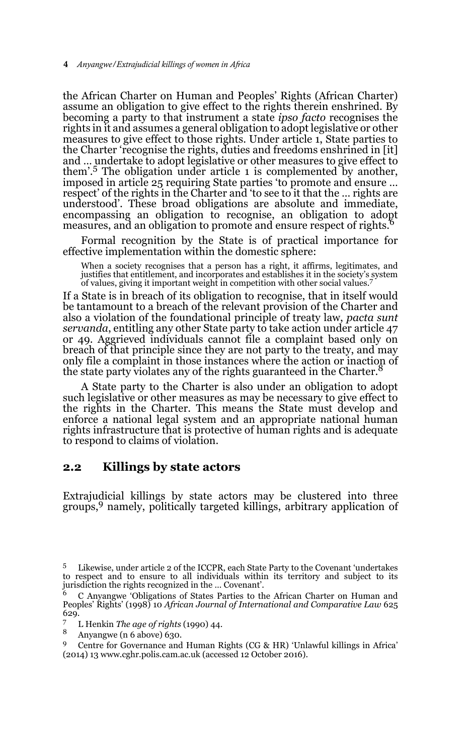the African Charter on Human and Peoples' Rights (African Charter) assume an obligation to give effect to the rights therein enshrined. By becoming a party to that instrument a state *ipso facto* recognises the rights in it and assumes a general obligation to adopt legislative or other measures to give effect to those rights. Under article 1, State parties to the Charter 'recognise the rights, duties and freedoms enshrined in [it] and … undertake to adopt legislative or other measures to give effect to them'.[5] The obligation under article 1 is complemented by another, imposed in article 25 requiring State parties 'to promote and ensure … respect' of the rights in the Charter and 'to see to it that the … rights are understood'. These broad obligations are absolute and immediate, encompassing an obligation to recognise, an obligation to adopt measures, and an obligation to promote and ensure respect of rights.[6]

Formal recognition by the State is of practical importance for effective implementation within the domestic sphere:

> When a society recognises that a person has a right, it affirms, legitimates, and justifies that entitlement, and incorporates and establishes it in the society's system of values, giving it important weight in competition with other social values.[7]

If a State is in breach of its obligation to recognise, that in itself would be tantamount to a breach of the relevant provision of the Charter and also a violation of the foundational principle of treaty law, *pacta sunt servanda*, entitling any other State party to take action under article 47 or 49. Aggrieved individuals cannot file a complaint based only on breach of that principle since they are not party to the treaty, and may only file a complaint in those instances where the action or inaction of the state party violates any of the rights guaranteed in the Charter.[8]

A State party to the Charter is also under an obligation to adopt such legislative or other measures as may be necessary to give effect to the rights in the Charter. This means the State must develop and enforce a national legal system and an appropriate national human rights infrastructure that is protective of human rights and is adequate to respond to claims of violation.

## 2.2 Killings by state actors

Extrajudicial killings by state actors may be clustered into three groups,[9] namely, politically targeted killings, arbitrary application of

---

[5] Likewise, under article 2 of the ICCPR, each State Party to the Covenant 'undertakes to respect and to ensure to all individuals within its territory and subject to its jurisdiction the rights recognized in the … Covenant'.

[6] C Anyangwe 'Obligations of States Parties to the African Charter on Human and Peoples' Rights' (1998) 10 *African Journal of International and Comparative Law* 625 629.

[7] L Henkin *The age of rights* (1990) 44.

[8] Anyangwe (n 6 above) 630.

[9] Centre for Governance and Human Rights (CG & HR) 'Unlawful killings in Africa' (2014) 13 www.cghr.polis.cam.ac.uk (accessed 12 October 2016).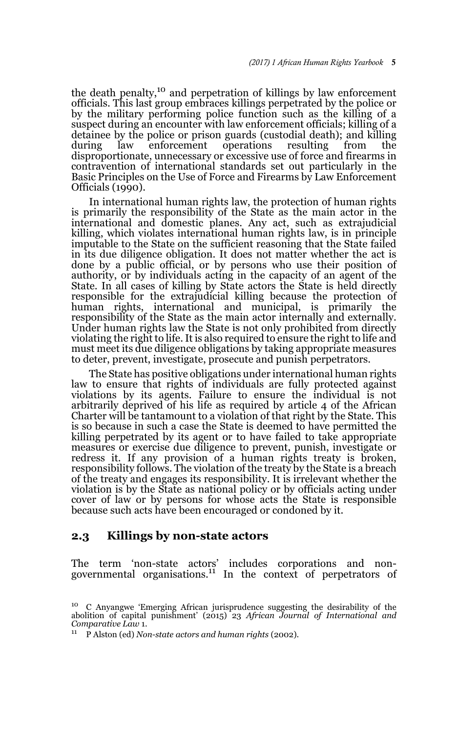the death penalty,[10] and perpetration of killings by law enforcement officials. This last group embraces killings perpetrated by the police or by the military performing police function such as the killing of a suspect during an encounter with law enforcement officials; killing of a detainee by the police or prison guards (custodial death); and killing during law enforcement operations resulting from the disproportionate, unnecessary or excessive use of force and firearms in contravention of international standards set out particularly in the Basic Principles on the Use of Force and Firearms by Law Enforcement Officials (1990).

In international human rights law, the protection of human rights is primarily the responsibility of the State as the main actor in the international and domestic planes. Any act, such as extrajudicial killing, which violates international human rights law, is in principle imputable to the State on the sufficient reasoning that the State failed in its due diligence obligation. It does not matter whether the act is done by a public official, or by persons who use their position of authority, or by individuals acting in the capacity of an agent of the State. In all cases of killing by State actors the State is held directly responsible for the extrajudicial killing because the protection of human rights, international and municipal, is primarily the responsibility of the State as the main actor internally and externally. Under human rights law the State is not only prohibited from directly violating the right to life. It is also required to ensure the right to life and must meet its due diligence obligations by taking appropriate measures to deter, prevent, investigate, prosecute and punish perpetrators.

The State has positive obligations under international human rights law to ensure that rights of individuals are fully protected against violations by its agents. Failure to ensure the individual is not arbitrarily deprived of his life as required by article 4 of the African Charter will be tantamount to a violation of that right by the State. This is so because in such a case the State is deemed to have permitted the killing perpetrated by its agent or to have failed to take appropriate measures or exercise due diligence to prevent, punish, investigate or redress it. If any provision of a human rights treaty is broken, responsibility follows. The violation of the treaty by the State is a breach of the treaty and engages its responsibility. It is irrelevant whether the violation is by the State as national policy or by officials acting under cover of law or by persons for whose acts the State is responsible because such acts have been encouraged or condoned by it.

## 2.3 Killings by non-state actors

The term 'non-state actors' includes corporations and non-governmental organisations.[11] In the context of perpetrators of

[10] C Anyangwe 'Emerging African jurisprudence suggesting the desirability of the abolition of capital punishment' (2015) 23 *African Journal of International and Comparative Law* 1.

[11] P Alston (ed) *Non-state actors and human rights* (2002).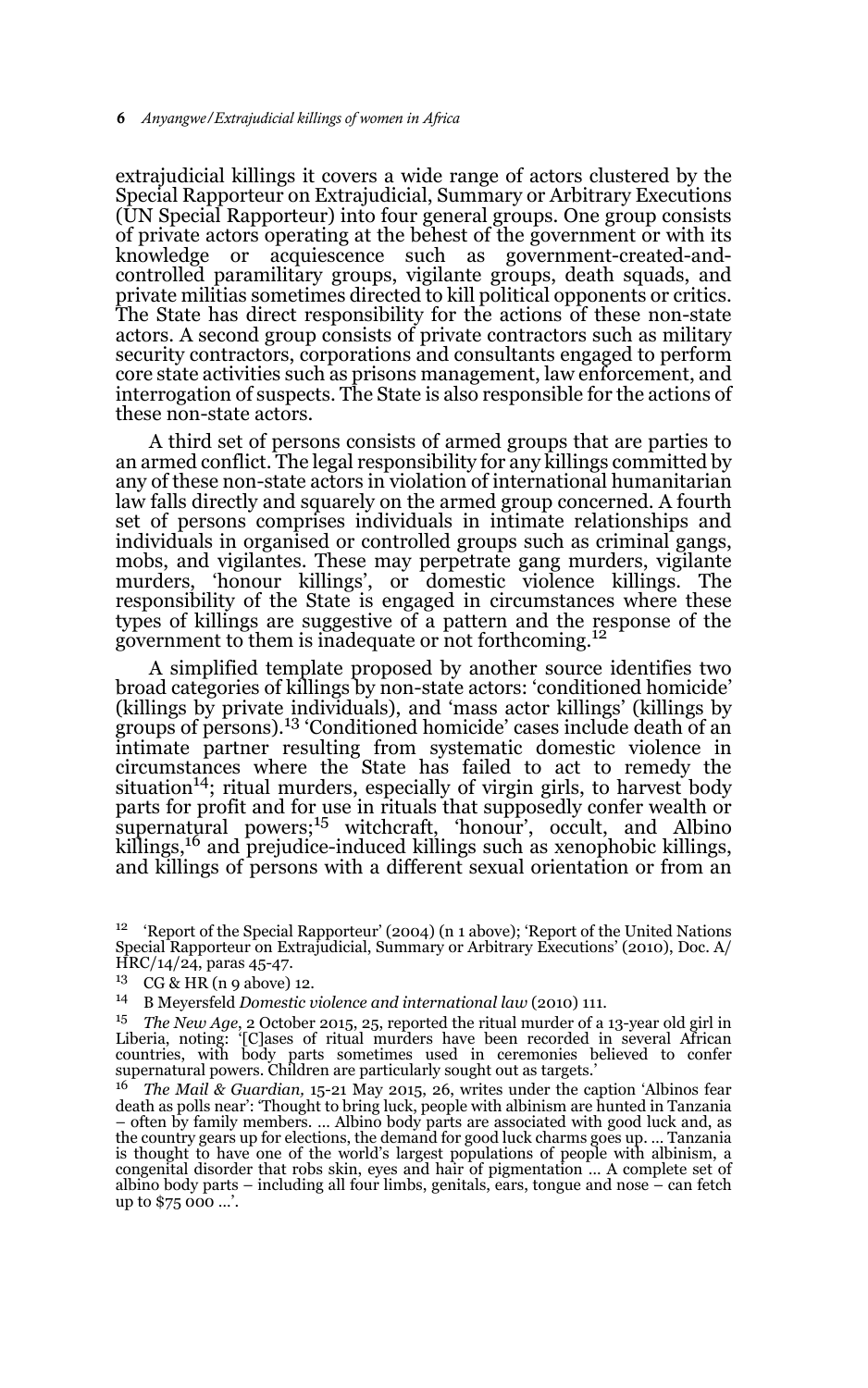extrajudicial killings it covers a wide range of actors clustered by the Special Rapporteur on Extrajudicial, Summary or Arbitrary Executions (UN Special Rapporteur) into four general groups. One group consists of private actors operating at the behest of the government or with its knowledge or acquiescence such as government-created-and-controlled paramilitary groups, vigilante groups, death squads, and private militias sometimes directed to kill political opponents or critics. The State has direct responsibility for the actions of these non-state actors. A second group consists of private contractors such as military security contractors, corporations and consultants engaged to perform core state activities such as prisons management, law enforcement, and interrogation of suspects. The State is also responsible for the actions of these non-state actors.

A third set of persons consists of armed groups that are parties to an armed conflict. The legal responsibility for any killings committed by any of these non-state actors in violation of international humanitarian law falls directly and squarely on the armed group concerned. A fourth set of persons comprises individuals in intimate relationships and individuals in organised or controlled groups such as criminal gangs, mobs, and vigilantes. These may perpetrate gang murders, vigilante murders, 'honour killings', or domestic violence killings. The responsibility of the State is engaged in circumstances where these types of killings are suggestive of a pattern and the response of the government to them is inadequate or not forthcoming.[12]

A simplified template proposed by another source identifies two broad categories of killings by non-state actors: 'conditioned homicide' (killings by private individuals), and 'mass actor killings' (killings by groups of persons).[13] 'Conditioned homicide' cases include death of an intimate partner resulting from systematic domestic violence in circumstances where the State has failed to act to remedy the situation[14]; ritual murders, especially of virgin girls, to harvest body parts for profit and for use in rituals that supposedly confer wealth or supernatural powers;[15] witchcraft, 'honour', occult, and Albino killings,[16] and prejudice-induced killings such as xenophobic killings, and killings of persons with a different sexual orientation or from an

---

[12] 'Report of the Special Rapporteur' (2004) (n 1 above); 'Report of the United Nations Special Rapporteur on Extrajudicial, Summary or Arbitrary Executions' (2010), Doc. A/HRC/14/24, paras 45-47.

[13] CG & HR (n 9 above) 12.

[14] B Meyersfeld *Domestic violence and international law* (2010) 111.

[15] *The New Age*, 2 October 2015, 25, reported the ritual murder of a 13-year old girl in Liberia, noting: '[C]ases of ritual murders have been recorded in several African countries, with body parts sometimes used in ceremonies believed to confer supernatural powers. Children are particularly sought out as targets.'

[16] *The Mail & Guardian,* 15-21 May 2015, 26, writes under the caption 'Albinos fear death as polls near': 'Thought to bring luck, people with albinism are hunted in Tanzania – often by family members. ... Albino body parts are associated with good luck and, as the country gears up for elections, the demand for good luck charms goes up. ... Tanzania is thought to have one of the world's largest populations of people with albinism, a congenital disorder that robs skin, eyes and hair of pigmentation ... A complete set of albino body parts – including all four limbs, genitals, ears, tongue and nose – can fetch up to $75 000 ...'.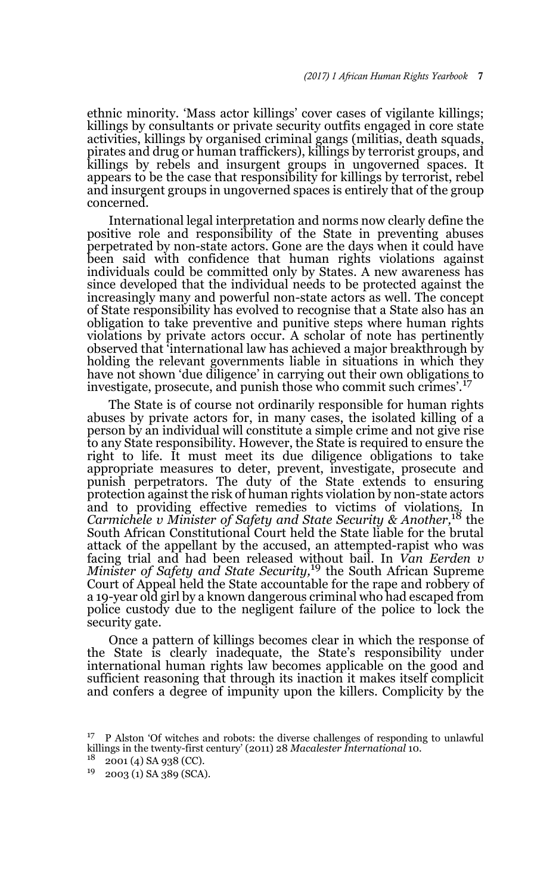ethnic minority. 'Mass actor killings' cover cases of vigilante killings; killings by consultants or private security outfits engaged in core state activities, killings by organised criminal gangs (militias, death squads, pirates and drug or human traffickers), killings by terrorist groups, and killings by rebels and insurgent groups in ungoverned spaces. It appears to be the case that responsibility for killings by terrorist, rebel and insurgent groups in ungoverned spaces is entirely that of the group concerned.

International legal interpretation and norms now clearly define the positive role and responsibility of the State in preventing abuses perpetrated by non-state actors. Gone are the days when it could have been said with confidence that human rights violations against individuals could be committed only by States. A new awareness has since developed that the individual needs to be protected against the increasingly many and powerful non-state actors as well. The concept of State responsibility has evolved to recognise that a State also has an obligation to take preventive and punitive steps where human rights violations by private actors occur. A scholar of note has pertinently observed that 'international law has achieved a major breakthrough by holding the relevant governments liable in situations in which they have not shown 'due diligence' in carrying out their own obligations to investigate, prosecute, and punish those who commit such crimes'.[17]

The State is of course not ordinarily responsible for human rights abuses by private actors for, in many cases, the isolated killing of a person by an individual will constitute a simple crime and not give rise to any State responsibility. However, the State is required to ensure the right to life. It must meet its due diligence obligations to take appropriate measures to deter, prevent, investigate, prosecute and punish perpetrators. The duty of the State extends to ensuring protection against the risk of human rights violation by non-state actors and to providing effective remedies to victims of violations. In *Carmichele v Minister of Safety and State Security & Another*,[18] the South African Constitutional Court held the State liable for the brutal attack of the appellant by the accused, an attempted-rapist who was facing trial and had been released without bail. In *Van Eerden v Minister of Safety and State Security*,[19] the South African Supreme Court of Appeal held the State accountable for the rape and robbery of a 19-year old girl by a known dangerous criminal who had escaped from police custody due to the negligent failure of the police to lock the security gate.

Once a pattern of killings becomes clear in which the response of the State is clearly inadequate, the State's responsibility under international human rights law becomes applicable on the good and sufficient reasoning that through its inaction it makes itself complicit and confers a degree of impunity upon the killers. Complicity by the

[17] P Alston 'Of witches and robots: the diverse challenges of responding to unlawful killings in the twenty-first century' (2011) 28 *Macalester International* 10.

[18] 2001 (4) SA 938 (CC).

[19] 2003 (1) SA 389 (SCA).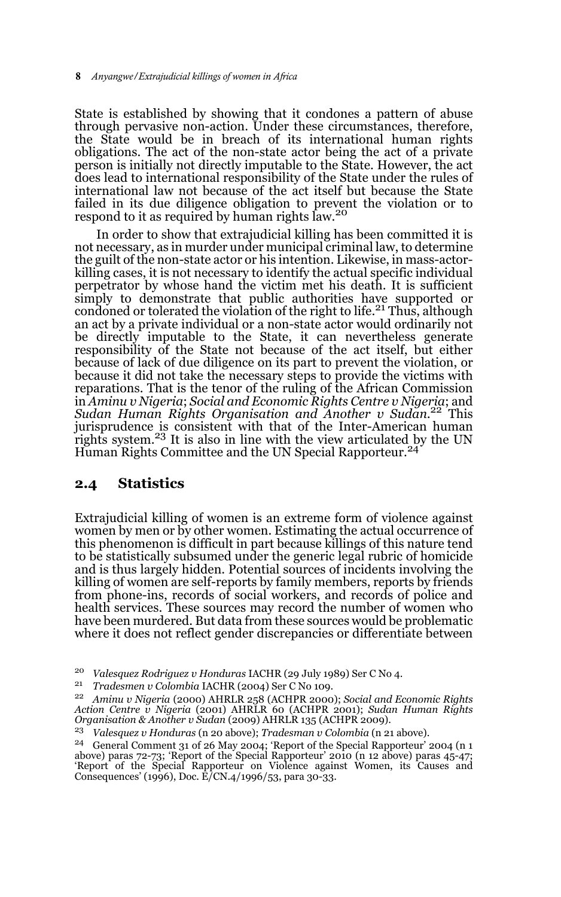State is established by showing that it condones a pattern of abuse through pervasive non-action. Under these circumstances, therefore, the State would be in breach of its international human rights obligations. The act of the non-state actor being the act of a private person is initially not directly imputable to the State. However, the act does lead to international responsibility of the State under the rules of international law not because of the act itself but because the State failed in its due diligence obligation to prevent the violation or to respond to it as required by human rights law.[20]

In order to show that extrajudicial killing has been committed it is not necessary, as in murder under municipal criminal law, to determine the guilt of the non-state actor or his intention. Likewise, in mass-actor-killing cases, it is not necessary to identify the actual specific individual perpetrator by whose hand the victim met his death. It is sufficient simply to demonstrate that public authorities have supported or condoned or tolerated the violation of the right to life.[21] Thus, although an act by a private individual or a non-state actor would ordinarily not be directly imputable to the State, it can nevertheless generate responsibility of the State not because of the act itself, but either because of lack of due diligence on its part to prevent the violation, or because it did not take the necessary steps to provide the victims with reparations. That is the tenor of the ruling of the African Commission in *Aminu v Nigeria*; *Social and Economic Rights Centre v Nigeria*; and *Sudan Human Rights Organisation and Another v Sudan*.[22] This jurisprudence is consistent with that of the Inter-American human rights system.[23] It is also in line with the view articulated by the UN Human Rights Committee and the UN Special Rapporteur.[24]

## 2.4 Statistics

Extrajudicial killing of women is an extreme form of violence against women by men or by other women. Estimating the actual occurrence of this phenomenon is difficult in part because killings of this nature tend to be statistically subsumed under the generic legal rubric of homicide and is thus largely hidden. Potential sources of incidents involving the killing of women are self-reports by family members, reports by friends from phone-ins, records of social workers, and records of police and health services. These sources may record the number of women who have been murdered. But data from these sources would be problematic where it does not reflect gender discrepancies or differentiate between

---

[20] *Valesquez Rodriguez v Honduras* IACHR (29 July 1989) Ser C No 4.

[21] *Tradesmen v Colombia* IACHR (2004) Ser C No 109.

[22] *Aminu v Nigeria* (2000) AHRLR 258 (ACHPR 2000); *Social and Economic Rights Action Centre v Nigeria* (2001) AHRLR 60 (ACHPR 2001); *Sudan Human Rights Organisation & Another v Sudan* (2009) AHRLR 135 (ACHPR 2009).

[23] *Valesquez v Honduras* (n 20 above); *Tradesman v Colombia* (n 21 above).

[24] General Comment 31 of 26 May 2004; 'Report of the Special Rapporteur' 2004 (n 1 above) paras 72-73; 'Report of the Special Rapporteur' 2010 (n 12 above) paras 45-47; 'Report of the Special Rapporteur on Violence against Women, its Causes and Consequences' (1996), Doc. E/CN.4/1996/53, para 30-33.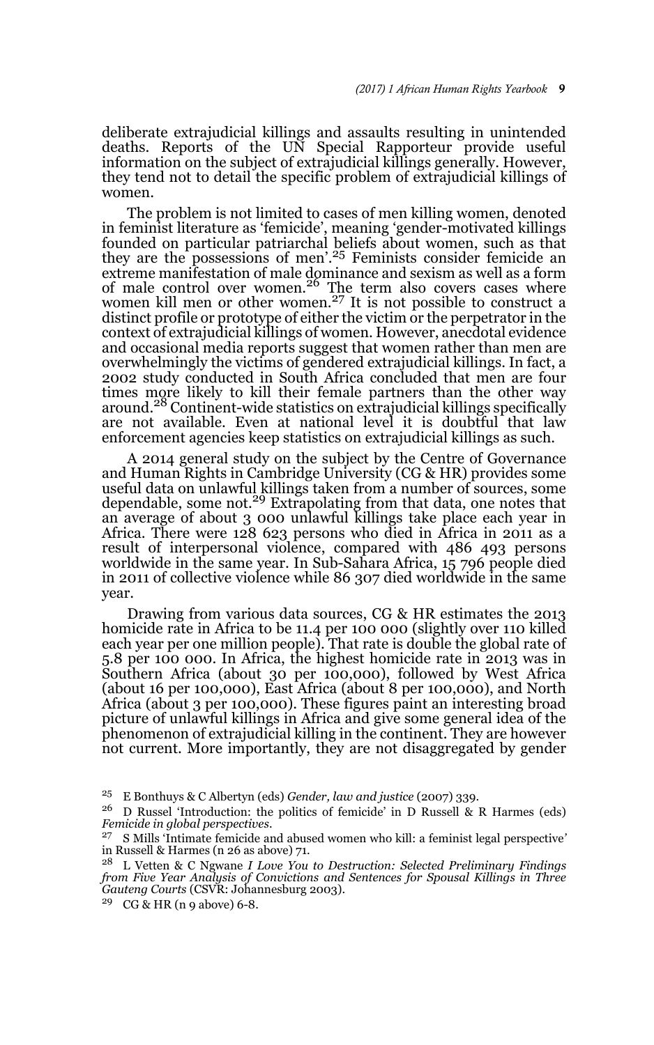deliberate extrajudicial killings and assaults resulting in unintended deaths. Reports of the UN Special Rapporteur provide useful information on the subject of extrajudicial killings generally. However, they tend not to detail the specific problem of extrajudicial killings of women.

The problem is not limited to cases of men killing women, denoted in feminist literature as 'femicide', meaning 'gender-motivated killings founded on particular patriarchal beliefs about women, such as that they are the possessions of men'.[25] Feminists consider femicide an extreme manifestation of male dominance and sexism as well as a form of male control over women.[26] The term also covers cases where women kill men or other women.[27] It is not possible to construct a distinct profile or prototype of either the victim or the perpetrator in the context of extrajudicial killings of women. However, anecdotal evidence and occasional media reports suggest that women rather than men are overwhelmingly the victims of gendered extrajudicial killings. In fact, a 2002 study conducted in South Africa concluded that men are four times more likely to kill their female partners than the other way around.[28] Continent-wide statistics on extrajudicial killings specifically are not available. Even at national level it is doubtful that law enforcement agencies keep statistics on extrajudicial killings as such.

A 2014 general study on the subject by the Centre of Governance and Human Rights in Cambridge University (CG & HR) provides some useful data on unlawful killings taken from a number of sources, some dependable, some not.[29] Extrapolating from that data, one notes that an average of about 3 000 unlawful killings take place each year in Africa. There were 128 623 persons who died in Africa in 2011 as a result of interpersonal violence, compared with 486 493 persons worldwide in the same year. In Sub-Sahara Africa, 15 796 people died in 2011 of collective violence while 86 307 died worldwide in the same year.

Drawing from various data sources, CG & HR estimates the 2013 homicide rate in Africa to be 11.4 per 100 000 (slightly over 110 killed each year per one million people). That rate is double the global rate of 5.8 per 100 000. In Africa, the highest homicide rate in 2013 was in Southern Africa (about 30 per 100,000), followed by West Africa (about 16 per 100,000), East Africa (about 8 per 100,000), and North Africa (about 3 per 100,000). These figures paint an interesting broad picture of unlawful killings in Africa and give some general idea of the phenomenon of extrajudicial killing in the continent. They are however not current. More importantly, they are not disaggregated by gender

---

[25] E Bonthuys & C Albertyn (eds) *Gender, law and justice* (2007) 339.

[26] D Russel 'Introduction: the politics of femicide' in D Russell & R Harmes (eds) *Femicide in global perspectives*.

[27] S Mills 'Intimate femicide and abused women who kill: a feminist legal perspective' in Russell & Harmes (n 26 as above) 71.

[28] L Vetten & C Ngwane *I Love You to Destruction: Selected Preliminary Findings from Five Year Analysis of Convictions and Sentences for Spousal Killings in Three Gauteng Courts* (CSVR: Johannesburg 2003).

[29] CG & HR (n 9 above) 6-8.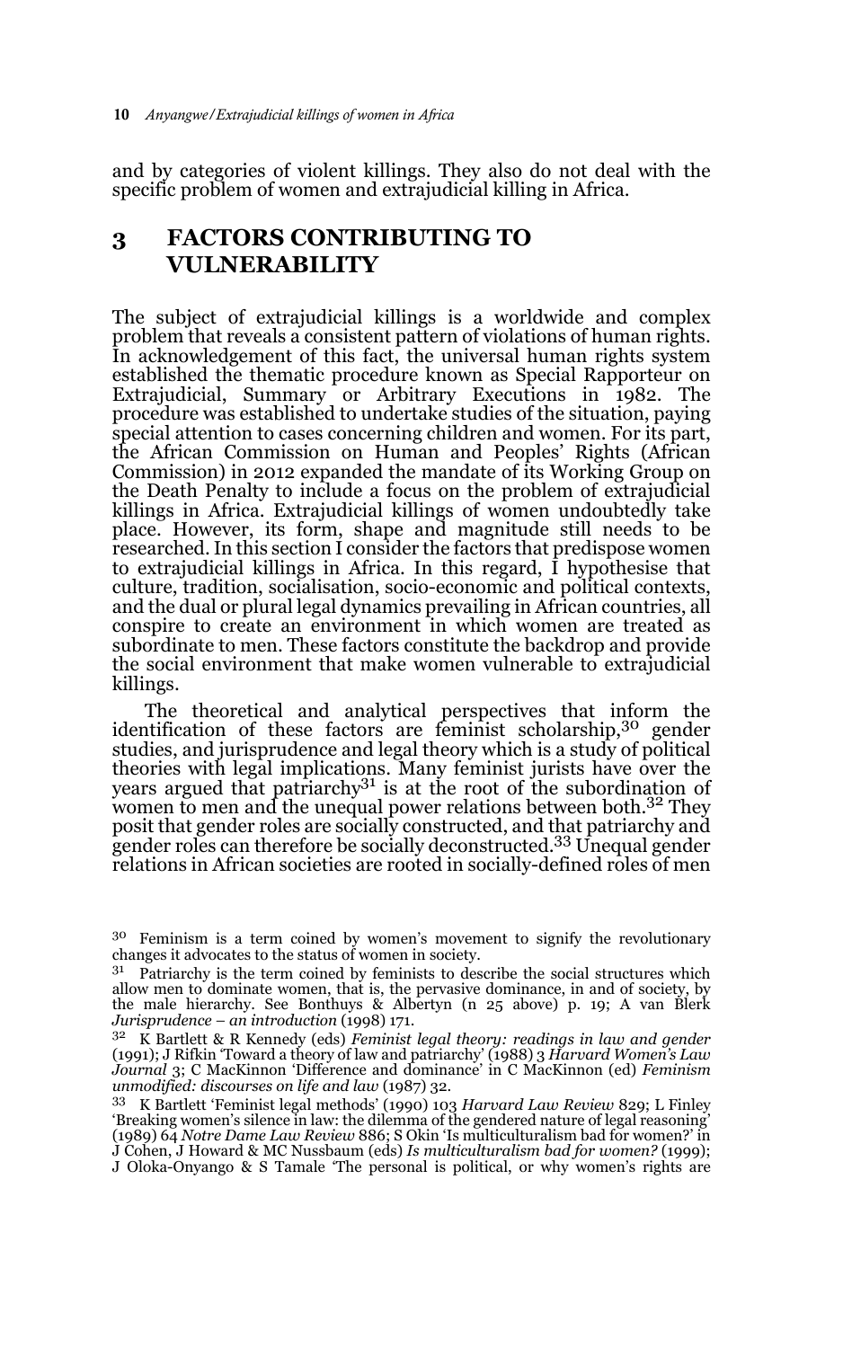and by categories of violent killings. They also do not deal with the specific problem of women and extrajudicial killing in Africa.

## 3 FACTORS CONTRIBUTING TO VULNERABILITY

The subject of extrajudicial killings is a worldwide and complex problem that reveals a consistent pattern of violations of human rights. In acknowledgement of this fact, the universal human rights system established the thematic procedure known as Special Rapporteur on Extrajudicial, Summary or Arbitrary Executions in 1982. The procedure was established to undertake studies of the situation, paying special attention to cases concerning children and women. For its part, the African Commission on Human and Peoples' Rights (African Commission) in 2012 expanded the mandate of its Working Group on the Death Penalty to include a focus on the problem of extrajudicial killings in Africa. Extrajudicial killings of women undoubtedly take place. However, its form, shape and magnitude still needs to be researched. In this section I consider the factors that predispose women to extrajudicial killings in Africa. In this regard, I hypothesise that culture, tradition, socialisation, socio-economic and political contexts, and the dual or plural legal dynamics prevailing in African countries, all conspire to create an environment in which women are treated as subordinate to men. These factors constitute the backdrop and provide the social environment that make women vulnerable to extrajudicial killings.

The theoretical and analytical perspectives that inform the identification of these factors are feminist scholarship,[30] gender studies, and jurisprudence and legal theory which is a study of political theories with legal implications. Many feminist jurists have over the years argued that patriarchy[31] is at the root of the subordination of women to men and the unequal power relations between both.[32] They posit that gender roles are socially constructed, and that patriarchy and gender roles can therefore be socially deconstructed.[33] Unequal gender relations in African societies are rooted in socially-defined roles of men

---

30 Feminism is a term coined by women's movement to signify the revolutionary changes it advocates to the status of women in society.

31 Patriarchy is the term coined by feminists to describe the social structures which allow men to dominate women, that is, the pervasive dominance, in and of society, by the male hierarchy. See Bonthuys & Albertyn (n 25 above) p. 19; A van Blerk *Jurisprudence – an introduction* (1998) 171.

32 K Bartlett & R Kennedy (eds) *Feminist legal theory: readings in law and gender* (1991); J Rifkin 'Toward a theory of law and patriarchy' (1988) 3 *Harvard Women's Law Journal* 3; C MacKinnon 'Difference and dominance' in C MacKinnon (ed) *Feminism unmodified: discourses on life and law* (1987) 32.

33 K Bartlett 'Feminist legal methods' (1990) 103 *Harvard Law Review* 829; L Finley 'Breaking women's silence in law: the dilemma of the gendered nature of legal reasoning' (1989) 64 *Notre Dame Law Review* 886; S Okin 'Is multiculturalism bad for women?' in J Cohen, J Howard & MC Nussbaum (eds) *Is multiculturalism bad for women?* (1999); J Oloka-Onyango & S Tamale 'The personal is political, or why women's rights are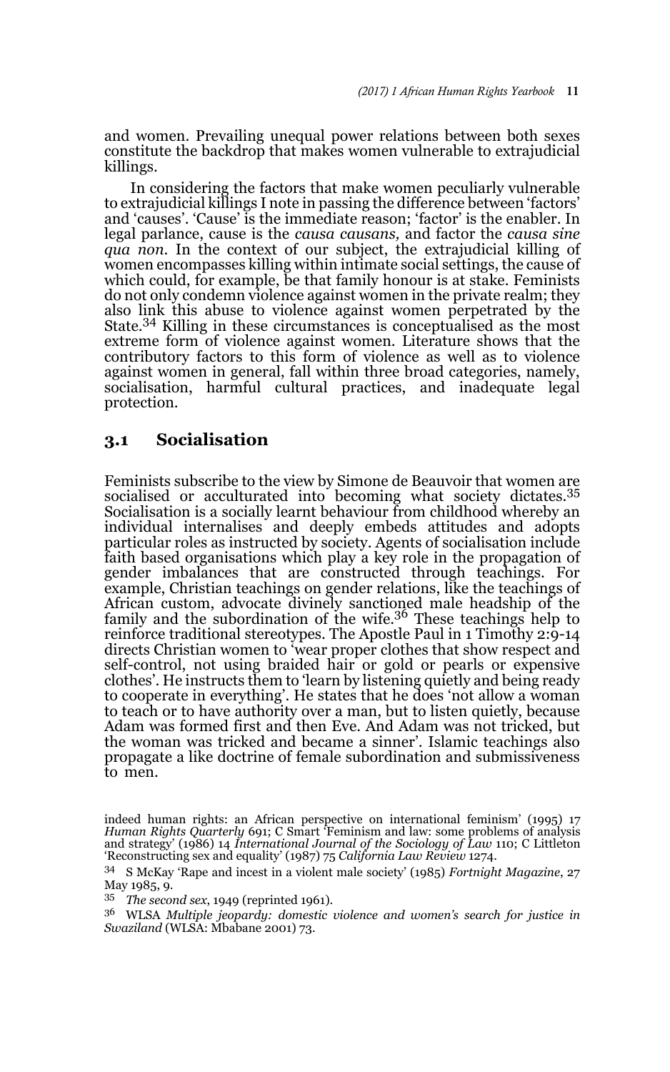and women. Prevailing unequal power relations between both sexes constitute the backdrop that makes women vulnerable to extrajudicial killings.

In considering the factors that make women peculiarly vulnerable to extrajudicial killings I note in passing the difference between 'factors' and 'causes'. 'Cause' is the immediate reason; 'factor' is the enabler. In legal parlance, cause is the *causa causans,* and factor the *causa sine qua non*. In the context of our subject, the extrajudicial killing of women encompasses killing within intimate social settings, the cause of which could, for example, be that family honour is at stake. Feminists do not only condemn violence against women in the private realm; they also link this abuse to violence against women perpetrated by the State.[34] Killing in these circumstances is conceptualised as the most extreme form of violence against women. Literature shows that the contributory factors to this form of violence as well as to violence against women in general, fall within three broad categories, namely, socialisation, harmful cultural practices, and inadequate legal protection.

## 3.1 Socialisation

Feminists subscribe to the view by Simone de Beauvoir that women are socialised or acculturated into becoming what society dictates.[35] Socialisation is a socially learnt behaviour from childhood whereby an individual internalises and deeply embeds attitudes and adopts particular roles as instructed by society. Agents of socialisation include faith based organisations which play a key role in the propagation of gender imbalances that are constructed through teachings. For example, Christian teachings on gender relations, like the teachings of African custom, advocate divinely sanctioned male headship of the family and the subordination of the wife.[36] These teachings help to reinforce traditional stereotypes. The Apostle Paul in 1 Timothy 2:9-14 directs Christian women to 'wear proper clothes that show respect and self-control, not using braided hair or gold or pearls or expensive clothes'. He instructs them to 'learn by listening quietly and being ready to cooperate in everything'. He states that he does 'not allow a woman to teach or to have authority over a man, but to listen quietly, because Adam was formed first and then Eve. And Adam was not tricked, but the woman was tricked and became a sinner'. Islamic teachings also propagate a like doctrine of female subordination and submissiveness to men.

---

indeed human rights: an African perspective on international feminism' (1995) 17 *Human Rights Quarterly* 691; C Smart 'Feminism and law: some problems of analysis and strategy' (1986) 14 *International Journal of the Sociology of Law* 110; C Littleton 'Reconstructing sex and equality' (1987) 75 *California Law Review* 1274.

34 S McKay 'Rape and incest in a violent male society' (1985) *Fortnight Magazine*, 27 May 1985, 9.

35 *The second sex*, 1949 (reprinted 1961).

36 WLSA *Multiple jeopardy: domestic violence and women's search for justice in Swaziland* (WLSA: Mbabane 2001) 73.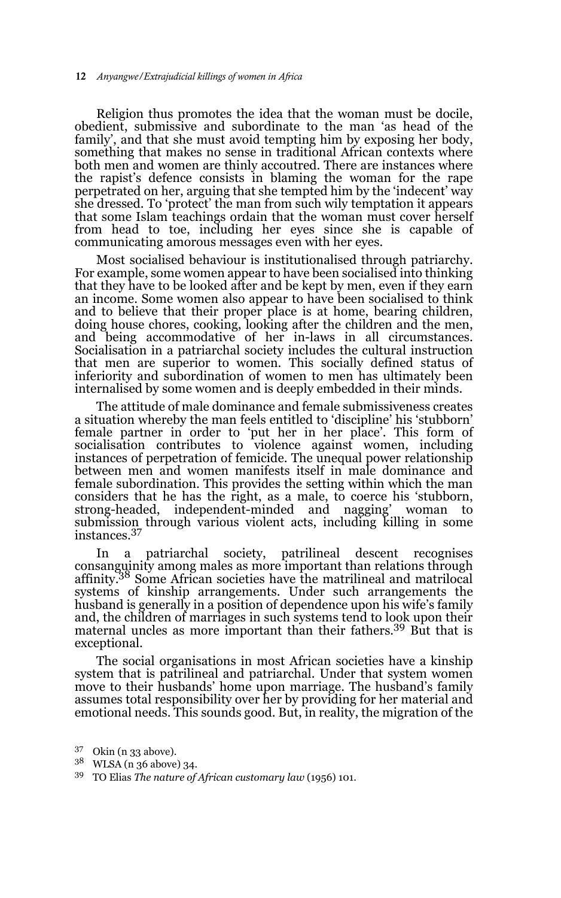Religion thus promotes the idea that the woman must be docile, obedient, submissive and subordinate to the man 'as head of the family', and that she must avoid tempting him by exposing her body, something that makes no sense in traditional African contexts where both men and women are thinly accoutred. There are instances where the rapist's defence consists in blaming the woman for the rape perpetrated on her, arguing that she tempted him by the 'indecent' way she dressed. To 'protect' the man from such wily temptation it appears that some Islam teachings ordain that the woman must cover herself from head to toe, including her eyes since she is capable of communicating amorous messages even with her eyes.

Most socialised behaviour is institutionalised through patriarchy. For example, some women appear to have been socialised into thinking that they have to be looked after and be kept by men, even if they earn an income. Some women also appear to have been socialised to think and to believe that their proper place is at home, bearing children, doing house chores, cooking, looking after the children and the men, and being accommodative of her in-laws in all circumstances. Socialisation in a patriarchal society includes the cultural instruction that men are superior to women. This socially defined status of inferiority and subordination of women to men has ultimately been internalised by some women and is deeply embedded in their minds.

The attitude of male dominance and female submissiveness creates a situation whereby the man feels entitled to 'discipline' his 'stubborn' female partner in order to 'put her in her place'. This form of socialisation contributes to violence against women, including instances of perpetration of femicide. The unequal power relationship between men and women manifests itself in male dominance and female subordination. This provides the setting within which the man considers that he has the right, as a male, to coerce his 'stubborn, strong-headed, independent-minded and nagging' woman to submission through various violent acts, including killing in some instances.[37]

In a patriarchal society, patrilineal descent recognises consanguinity among males as more important than relations through affinity.[38] Some African societies have the matrilineal and matrilocal systems of kinship arrangements. Under such arrangements the husband is generally in a position of dependence upon his wife's family and, the children of marriages in such systems tend to look upon their maternal uncles as more important than their fathers.[39] But that is exceptional.

The social organisations in most African societies have a kinship system that is patrilineal and patriarchal. Under that system women move to their husbands' home upon marriage. The husband's family assumes total responsibility over her by providing for her material and emotional needs. This sounds good. But, in reality, the migration of the

---

[37] Okin (n 33 above).

[38] WLSA (n 36 above) 34.

[39] TO Elias *The nature of African customary law* (1956) 101.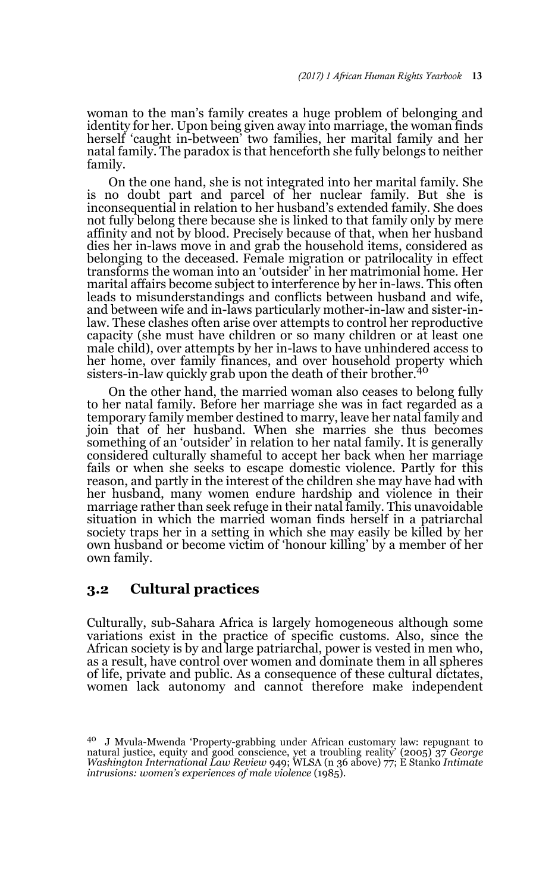woman to the man's family creates a huge problem of belonging and identity for her. Upon being given away into marriage, the woman finds herself 'caught in-between' two families, her marital family and her natal family. The paradox is that henceforth she fully belongs to neither family.

On the one hand, she is not integrated into her marital family. She is no doubt part and parcel of her nuclear family. But she is inconsequential in relation to her husband's extended family. She does not fully belong there because she is linked to that family only by mere affinity and not by blood. Precisely because of that, when her husband dies her in-laws move in and grab the household items, considered as belonging to the deceased. Female migration or patrilocality in effect transforms the woman into an 'outsider' in her matrimonial home. Her marital affairs become subject to interference by her in-laws. This often leads to misunderstandings and conflicts between husband and wife, and between wife and in-laws particularly mother-in-law and sister-in-law. These clashes often arise over attempts to control her reproductive capacity (she must have children or so many children or at least one male child), over attempts by her in-laws to have unhindered access to her home, over family finances, and over household property which sisters-in-law quickly grab upon the death of their brother.[40]

On the other hand, the married woman also ceases to belong fully to her natal family. Before her marriage she was in fact regarded as a temporary family member destined to marry, leave her natal family and join that of her husband. When she marries she thus becomes something of an 'outsider' in relation to her natal family. It is generally considered culturally shameful to accept her back when her marriage fails or when she seeks to escape domestic violence. Partly for this reason, and partly in the interest of the children she may have had with her husband, many women endure hardship and violence in their marriage rather than seek refuge in their natal family. This unavoidable situation in which the married woman finds herself in a patriarchal society traps her in a setting in which she may easily be killed by her own husband or become victim of 'honour killing' by a member of her own family.

## 3.2 Cultural practices

Culturally, sub-Sahara Africa is largely homogeneous although some variations exist in the practice of specific customs. Also, since the African society is by and large patriarchal, power is vested in men who, as a result, have control over women and dominate them in all spheres of life, private and public. As a consequence of these cultural dictates, women lack autonomy and cannot therefore make independent

---

[40] J Mvula-Mwenda 'Property-grabbing under African customary law: repugnant to natural justice, equity and good conscience, yet a troubling reality' (2005) 37 *George Washington International Law Review* 949; WLSA (n 36 above) 77; E Stanko *Intimate intrusions: women's experiences of male violence* (1985).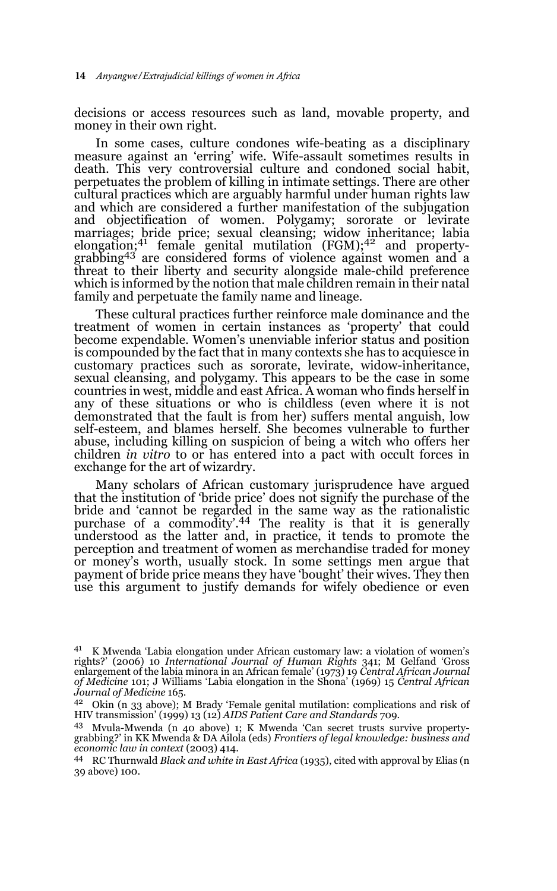decisions or access resources such as land, movable property, and money in their own right.

In some cases, culture condones wife-beating as a disciplinary measure against an 'erring' wife. Wife-assault sometimes results in death. This very controversial culture and condoned social habit, perpetuates the problem of killing in intimate settings. There are other cultural practices which are arguably harmful under human rights law and which are considered a further manifestation of the subjugation and objectification of women. Polygamy; sororate or levirate marriages; bride price; sexual cleansing; widow inheritance; labia elongation;[41] female genital mutilation (FGM);[42] and property-grabbing[43] are considered forms of violence against women and a threat to their liberty and security alongside male-child preference which is informed by the notion that male children remain in their natal family and perpetuate the family name and lineage.

These cultural practices further reinforce male dominance and the treatment of women in certain instances as 'property' that could become expendable. Women's unenviable inferior status and position is compounded by the fact that in many contexts she has to acquiesce in customary practices such as sororate, levirate, widow-inheritance, sexual cleansing, and polygamy. This appears to be the case in some countries in west, middle and east Africa. A woman who finds herself in any of these situations or who is childless (even where it is not demonstrated that the fault is from her) suffers mental anguish, low self-esteem, and blames herself. She becomes vulnerable to further abuse, including killing on suspicion of being a witch who offers her children *in vitro* to or has entered into a pact with occult forces in exchange for the art of wizardry.

Many scholars of African customary jurisprudence have argued that the institution of 'bride price' does not signify the purchase of the bride and 'cannot be regarded in the same way as the rationalistic purchase of a commodity'.[44] The reality is that it is generally understood as the latter and, in practice, it tends to promote the perception and treatment of women as merchandise traded for money or money's worth, usually stock. In some settings men argue that payment of bride price means they have 'bought' their wives. They then use this argument to justify demands for wifely obedience or even

---

41 K Mwenda 'Labia elongation under African customary law: a violation of women's rights?' (2006) 10 *International Journal of Human Rights* 341; M Gelfand 'Gross enlargement of the labia minora in an African female' (1973) 19 *Central African Journal of Medicine* 101; J Williams 'Labia elongation in the Shona' (1969) 15 *Central African Journal of Medicine* 165.

42 Okin (n 33 above); M Brady 'Female genital mutilation: complications and risk of HIV transmission' (1999) 13 (12) *AIDS Patient Care and Standards* 709.

43 Mvula-Mwenda (n 40 above) 1; K Mwenda 'Can secret trusts survive property-grabbing?' in KK Mwenda & DA Ailola (eds) *Frontiers of legal knowledge: business and economic law in context* (2003) 414.

44 RC Thurnwald *Black and white in East Africa* (1935), cited with approval by Elias (n 39 above) 100.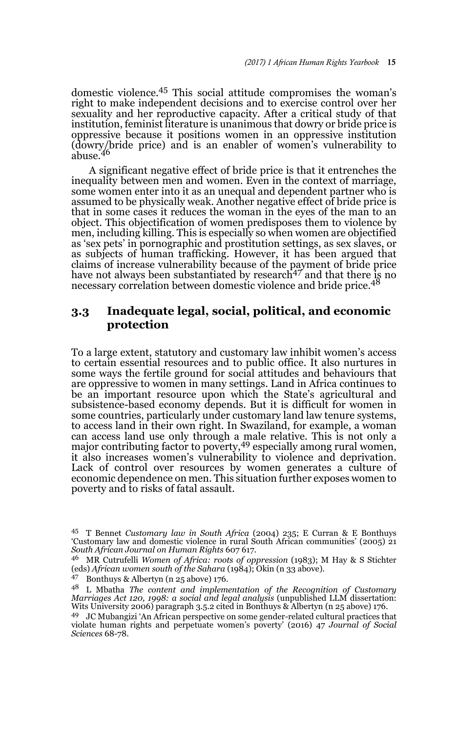domestic violence.[45] This social attitude compromises the woman's right to make independent decisions and to exercise control over her sexuality and her reproductive capacity. After a critical study of that institution, feminist literature is unanimous that dowry or bride price is oppressive because it positions women in an oppressive institution (dowry/bride price) and is an enabler of women's vulnerability to abuse.[46]

A significant negative effect of bride price is that it entrenches the inequality between men and women. Even in the context of marriage, some women enter into it as an unequal and dependent partner who is assumed to be physically weak. Another negative effect of bride price is that in some cases it reduces the woman in the eyes of the man to an object. This objectification of women predisposes them to violence by men, including killing. This is especially so when women are objectified as 'sex pets' in pornographic and prostitution settings, as sex slaves, or as subjects of human trafficking. However, it has been argued that claims of increase vulnerability because of the payment of bride price have not always been substantiated by research[47] and that there is no necessary correlation between domestic violence and bride price.[48]

## 3.3 Inadequate legal, social, political, and economic protection

To a large extent, statutory and customary law inhibit women's access to certain essential resources and to public office. It also nurtures in some ways the fertile ground for social attitudes and behaviours that are oppressive to women in many settings. Land in Africa continues to be an important resource upon which the State's agricultural and subsistence-based economy depends. But it is difficult for women in some countries, particularly under customary land law tenure systems, to access land in their own right. In Swaziland, for example, a woman can access land use only through a male relative. This is not only a major contributing factor to poverty,[49] especially among rural women, it also increases women's vulnerability to violence and deprivation. Lack of control over resources by women generates a culture of economic dependence on men. This situation further exposes women to poverty and to risks of fatal assault.

---

[45] T Bennet *Customary law in South Africa* (2004) 235; E Curran & E Bonthuys 'Customary law and domestic violence in rural South African communities' (2005) 21 *South African Journal on Human Rights* 607 617.

[46] MR Cutrufelli *Women of Africa: roots of oppression* (1983); M Hay & S Stichter (eds) *African women south of the Sahara* (1984); Okin (n 33 above).

[47] Bonthuys & Albertyn (n 25 above) 176.

[48] L Mbatha *The content and implementation of the Recognition of Customary Marriages Act 120, 1998: a social and legal analysis* (unpublished LLM dissertation: Wits University 2006) paragraph 3.5.2 cited in Bonthuys & Albertyn (n 25 above) 176.

[49] JC Mubangizi 'An African perspective on some gender-related cultural practices that violate human rights and perpetuate women's poverty' (2016) 47 *Journal of Social Sciences* 68-78.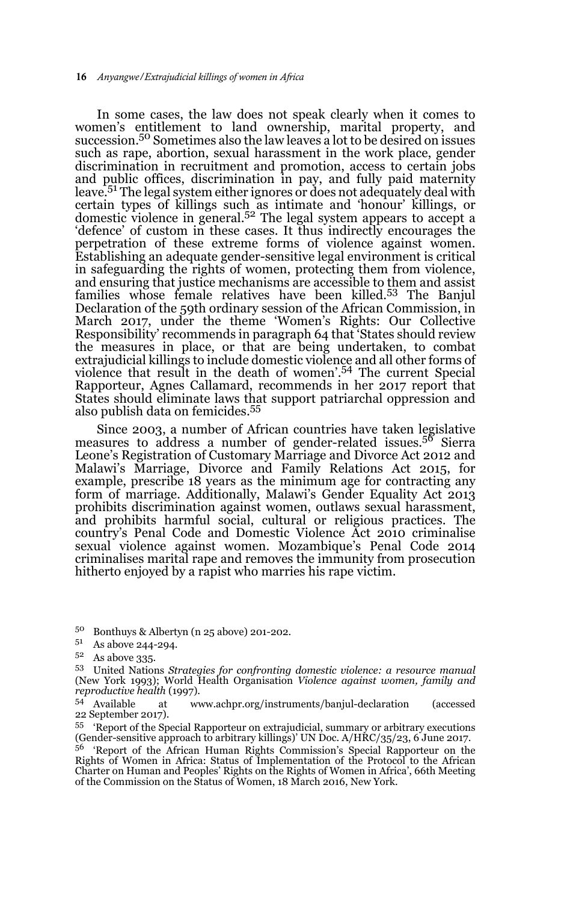In some cases, the law does not speak clearly when it comes to women's entitlement to land ownership, marital property, and succession.[50] Sometimes also the law leaves a lot to be desired on issues such as rape, abortion, sexual harassment in the work place, gender discrimination in recruitment and promotion, access to certain jobs and public offices, discrimination in pay, and fully paid maternity leave.[51] The legal system either ignores or does not adequately deal with certain types of killings such as intimate and 'honour' killings, or domestic violence in general.[52] The legal system appears to accept a 'defence' of custom in these cases. It thus indirectly encourages the perpetration of these extreme forms of violence against women. Establishing an adequate gender-sensitive legal environment is critical in safeguarding the rights of women, protecting them from violence, and ensuring that justice mechanisms are accessible to them and assist families whose female relatives have been killed.[53] The Banjul Declaration of the 59th ordinary session of the African Commission, in March 2017, under the theme 'Women's Rights: Our Collective Responsibility' recommends in paragraph 64 that 'States should review the measures in place, or that are being undertaken, to combat extrajudicial killings to include domestic violence and all other forms of violence that result in the death of women'.[54] The current Special Rapporteur, Agnes Callamard, recommends in her 2017 report that States should eliminate laws that support patriarchal oppression and also publish data on femicides.[55]

Since 2003, a number of African countries have taken legislative measures to address a number of gender-related issues.[56] Sierra Leone's Registration of Customary Marriage and Divorce Act 2012 and Malawi's Marriage, Divorce and Family Relations Act 2015, for example, prescribe 18 years as the minimum age for contracting any form of marriage. Additionally, Malawi's Gender Equality Act 2013 prohibits discrimination against women, outlaws sexual harassment, and prohibits harmful social, cultural or religious practices. The country's Penal Code and Domestic Violence Act 2010 criminalise sexual violence against women. Mozambique's Penal Code 2014 criminalises marital rape and removes the immunity from prosecution hitherto enjoyed by a rapist who marries his rape victim.

---

[50] Bonthuys & Albertyn (n 25 above) 201-202.

[51] As above 244-294.

[52] As above 335.

[53] United Nations *Strategies for confronting domestic violence: a resource manual* (New York 1993); World Health Organisation *Violence against women, family and reproductive health* (1997).

[54] Available at www.achpr.org/instruments/banjul-declaration (accessed 22 September 2017).

[55] 'Report of the Special Rapporteur on extrajudicial, summary or arbitrary executions (Gender-sensitive approach to arbitrary killings)' UN Doc. A/HRC/35/23, 6 June 2017.

[56] 'Report of the African Human Rights Commission's Special Rapporteur on the Rights of Women in Africa: Status of Implementation of the Protocol to the African Charter on Human and Peoples' Rights on the Rights of Women in Africa', 66th Meeting of the Commission on the Status of Women, 18 March 2016, New York.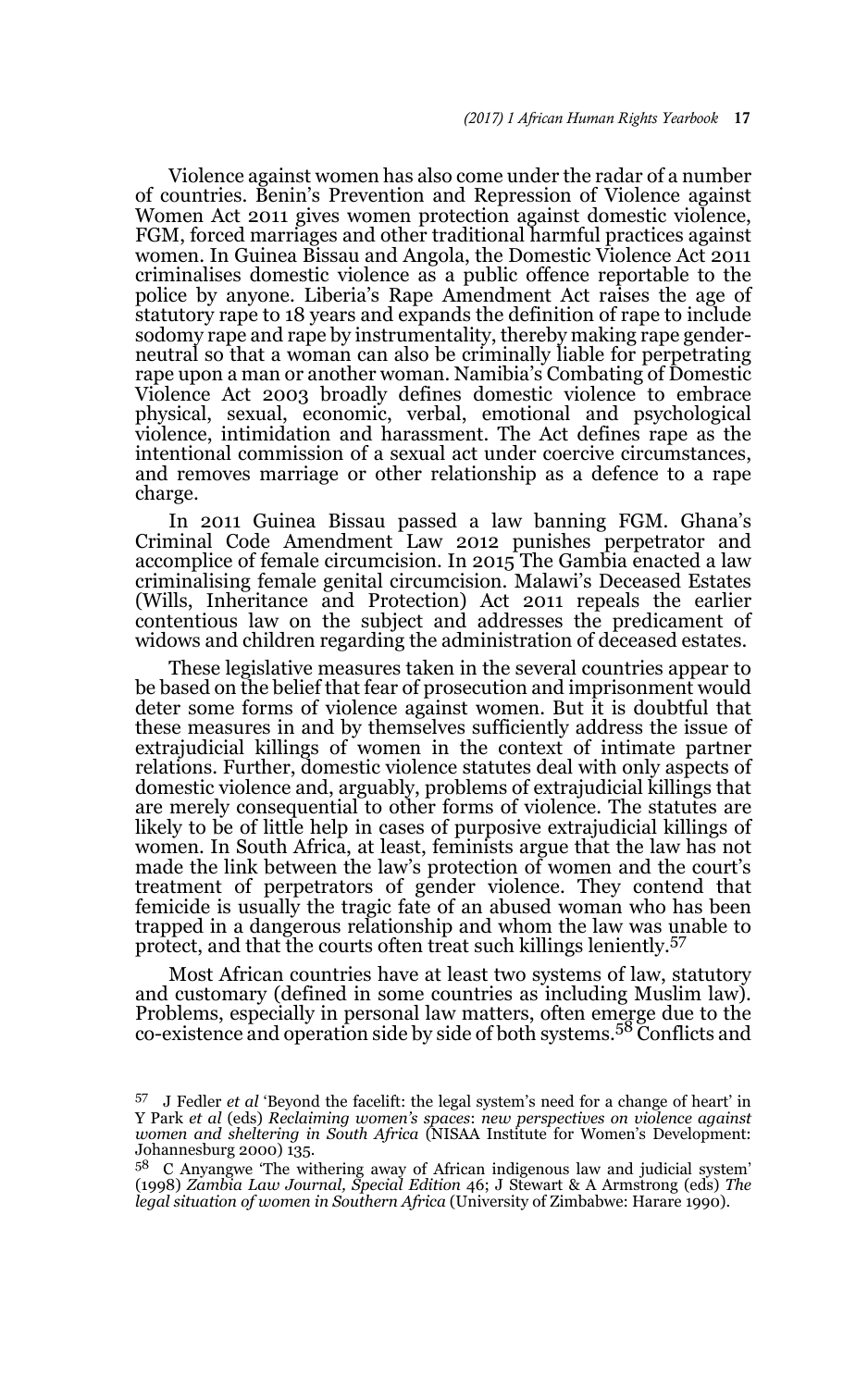Violence against women has also come under the radar of a number of countries. Benin's Prevention and Repression of Violence against Women Act 2011 gives women protection against domestic violence, FGM, forced marriages and other traditional harmful practices against women. In Guinea Bissau and Angola, the Domestic Violence Act 2011 criminalises domestic violence as a public offence reportable to the police by anyone. Liberia's Rape Amendment Act raises the age of statutory rape to 18 years and expands the definition of rape to include sodomy rape and rape by instrumentality, thereby making rape gender-neutral so that a woman can also be criminally liable for perpetrating rape upon a man or another woman. Namibia's Combating of Domestic Violence Act 2003 broadly defines domestic violence to embrace physical, sexual, economic, verbal, emotional and psychological violence, intimidation and harassment. The Act defines rape as the intentional commission of a sexual act under coercive circumstances, and removes marriage or other relationship as a defence to a rape charge.

In 2011 Guinea Bissau passed a law banning FGM. Ghana's Criminal Code Amendment Law 2012 punishes perpetrator and accomplice of female circumcision. In 2015 The Gambia enacted a law criminalising female genital circumcision. Malawi's Deceased Estates (Wills, Inheritance and Protection) Act 2011 repeals the earlier contentious law on the subject and addresses the predicament of widows and children regarding the administration of deceased estates.

These legislative measures taken in the several countries appear to be based on the belief that fear of prosecution and imprisonment would deter some forms of violence against women. But it is doubtful that these measures in and by themselves sufficiently address the issue of extrajudicial killings of women in the context of intimate partner relations. Further, domestic violence statutes deal with only aspects of domestic violence and, arguably, problems of extrajudicial killings that are merely consequential to other forms of violence. The statutes are likely to be of little help in cases of purposive extrajudicial killings of women. In South Africa, at least, feminists argue that the law has not made the link between the law's protection of women and the court's treatment of perpetrators of gender violence. They contend that femicide is usually the tragic fate of an abused woman who has been trapped in a dangerous relationship and whom the law was unable to protect, and that the courts often treat such killings leniently.[57]

Most African countries have at least two systems of law, statutory and customary (defined in some countries as including Muslim law). Problems, especially in personal law matters, often emerge due to the co-existence and operation side by side of both systems.[58] Conflicts and

---

[57] J Fedler *et al* 'Beyond the facelift: the legal system's need for a change of heart' in Y Park *et al* (eds) *Reclaiming women's spaces*: *new perspectives on violence against women and sheltering in South Africa* (NISAA Institute for Women's Development: Johannesburg 2000) 135.

[58] C Anyangwe 'The withering away of African indigenous law and judicial system' (1998) *Zambia Law Journal, Special Edition* 46; J Stewart & A Armstrong (eds) *The legal situation of women in Southern Africa* (University of Zimbabwe: Harare 1990).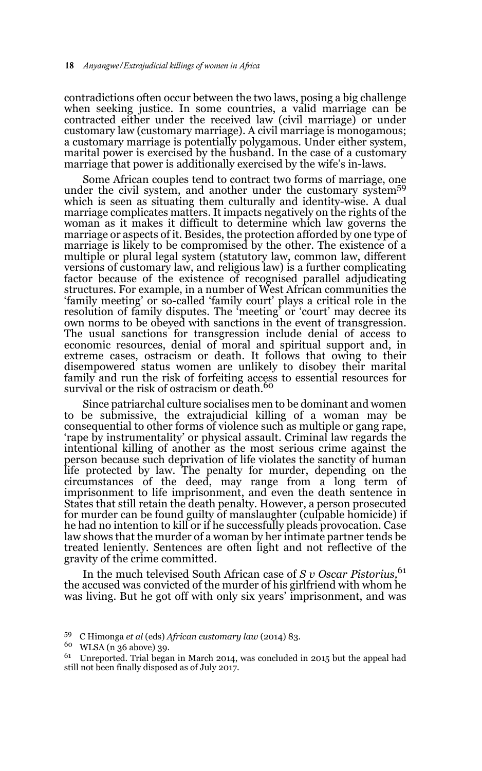contradictions often occur between the two laws, posing a big challenge when seeking justice. In some countries, a valid marriage can be contracted either under the received law (civil marriage) or under customary law (customary marriage). A civil marriage is monogamous; a customary marriage is potentially polygamous. Under either system, marital power is exercised by the husband. In the case of a customary marriage that power is additionally exercised by the wife's in-laws.

Some African couples tend to contract two forms of marriage, one under the civil system, and another under the customary system[59] which is seen as situating them culturally and identity-wise. A dual marriage complicates matters. It impacts negatively on the rights of the woman as it makes it difficult to determine which law governs the marriage or aspects of it. Besides, the protection afforded by one type of marriage is likely to be compromised by the other. The existence of a multiple or plural legal system (statutory law, common law, different versions of customary law, and religious law) is a further complicating factor because of the existence of recognised parallel adjudicating structures. For example, in a number of West African communities the 'family meeting' or so-called 'family court' plays a critical role in the resolution of family disputes. The 'meeting' or 'court' may decree its own norms to be obeyed with sanctions in the event of transgression. The usual sanctions for transgression include denial of access to economic resources, denial of moral and spiritual support and, in extreme cases, ostracism or death. It follows that owing to their disempowered status women are unlikely to disobey their marital family and run the risk of forfeiting access to essential resources for survival or the risk of ostracism or death.[60]

Since patriarchal culture socialises men to be dominant and women to be submissive, the extrajudicial killing of a woman may be consequential to other forms of violence such as multiple or gang rape, 'rape by instrumentality' or physical assault. Criminal law regards the intentional killing of another as the most serious crime against the person because such deprivation of life violates the sanctity of human life protected by law. The penalty for murder, depending on the circumstances of the deed, may range from a long term of imprisonment to life imprisonment, and even the death sentence in States that still retain the death penalty. However, a person prosecuted for murder can be found guilty of manslaughter (culpable homicide) if he had no intention to kill or if he successfully pleads provocation. Case law shows that the murder of a woman by her intimate partner tends be treated leniently. Sentences are often light and not reflective of the gravity of the crime committed.

In the much televised South African case of *S v Oscar Pistorius*,[61] the accused was convicted of the murder of his girlfriend with whom he was living. But he got off with only six years' imprisonment, and was

---

[59] C Himonga *et al* (eds) *African customary law* (2014) 83.

[60] WLSA (n 36 above) 39.

[61] Unreported. Trial began in March 2014, was concluded in 2015 but the appeal had still not been finally disposed as of July 2017.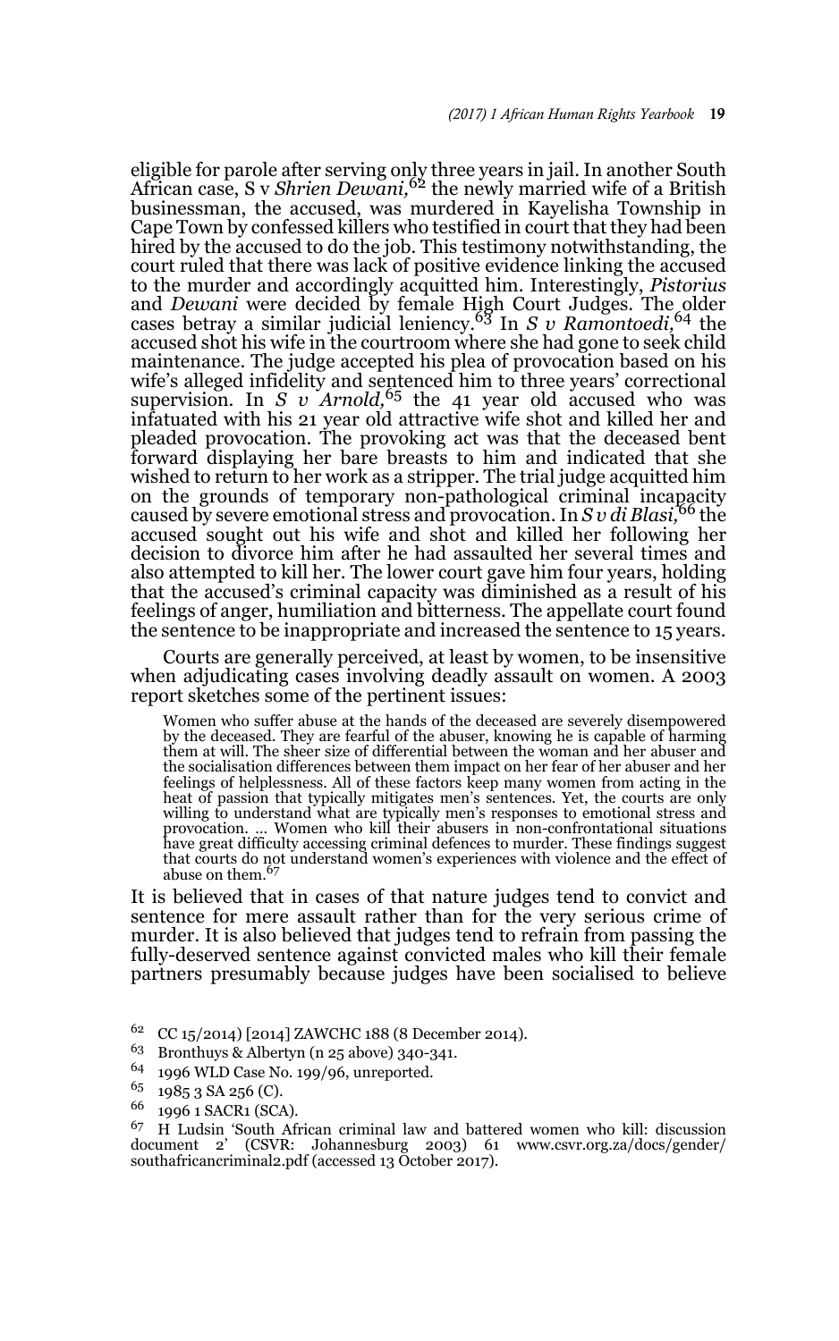eligible for parole after serving only three years in jail. In another South African case, S v *Shrien Dewani,*[62] the newly married wife of a British businessman, the accused, was murdered in Kayelisha Township in Cape Town by confessed killers who testified in court that they had been hired by the accused to do the job. This testimony notwithstanding, the court ruled that there was lack of positive evidence linking the accused to the murder and accordingly acquitted him. Interestingly, *Pistorius* and *Dewani* were decided by female High Court Judges. The older cases betray a similar judicial leniency.[63] In *S v Ramontoedi,*[64] the accused shot his wife in the courtroom where she had gone to seek child maintenance. The judge accepted his plea of provocation based on his wife's alleged infidelity and sentenced him to three years' correctional supervision. In *S v Arnold,*[65] the 41 year old accused who was infatuated with his 21 year old attractive wife shot and killed her and pleaded provocation. The provoking act was that the deceased bent forward displaying her bare breasts to him and indicated that she wished to return to her work as a stripper. The trial judge acquitted him on the grounds of temporary non-pathological criminal incapacity caused by severe emotional stress and provocation. In *S v di Blasi,*[66] the accused sought out his wife and shot and killed her following her decision to divorce him after he had assaulted her several times and also attempted to kill her. The lower court gave him four years, holding that the accused's criminal capacity was diminished as a result of his feelings of anger, humiliation and bitterness. The appellate court found the sentence to be inappropriate and increased the sentence to 15 years.

Courts are generally perceived, at least by women, to be insensitive when adjudicating cases involving deadly assault on women. A 2003 report sketches some of the pertinent issues:

> Women who suffer abuse at the hands of the deceased are severely disempowered by the deceased. They are fearful of the abuser, knowing he is capable of harming them at will. The sheer size of differential between the woman and her abuser and the socialisation differences between them impact on her fear of her abuser and her feelings of helplessness. All of these factors keep many women from acting in the heat of passion that typically mitigates men's sentences. Yet, the courts are only willing to understand what are typically men's responses to emotional stress and provocation. ... Women who kill their abusers in non-confrontational situations have great difficulty accessing criminal defences to murder. These findings suggest that courts do not understand women's experiences with violence and the effect of abuse on them.[67]

It is believed that in cases of that nature judges tend to convict and sentence for mere assault rather than for the very serious crime of murder. It is also believed that judges tend to refrain from passing the fully-deserved sentence against convicted males who kill their female partners presumably because judges have been socialised to believe

---

[62] CC 15/2014) [2014] ZAWCHC 188 (8 December 2014).

[63] Bronthuys & Albertyn (n 25 above) 340-341.

[64] 1996 WLD Case No. 199/96, unreported.

[65] 1985 3 SA 256 (C).

[66] 1996 1 SACR1 (SCA).

[67] H Ludsin 'South African criminal law and battered women who kill: discussion document 2' (CSVR: Johannesburg 2003) 61 www.csvr.org.za/docs/gender/southafricancriminal2.pdf (accessed 13 October 2017).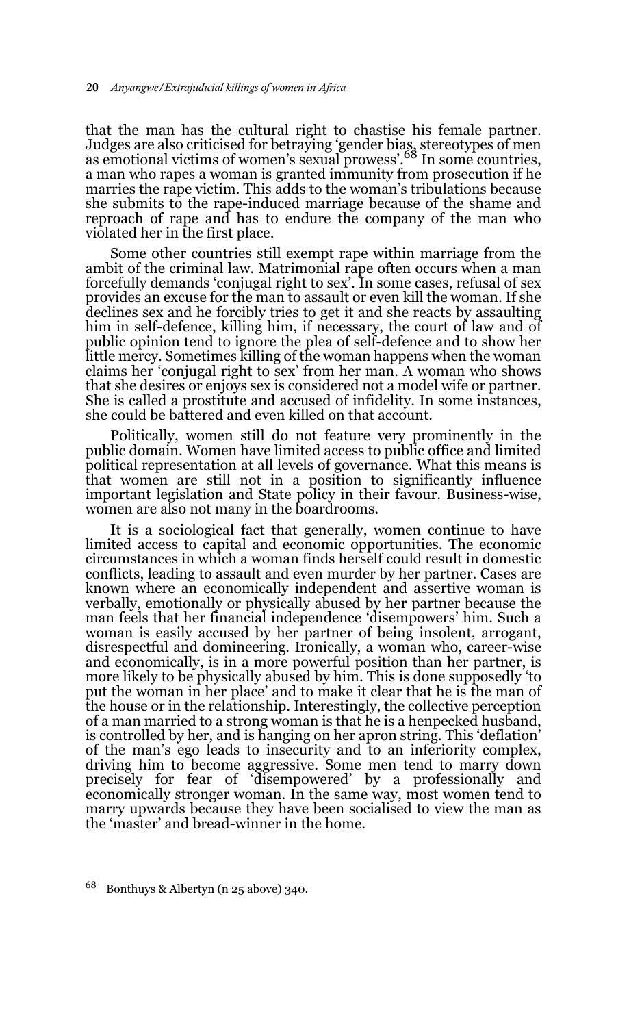that the man has the cultural right to chastise his female partner. Judges are also criticised for betraying 'gender bias, stereotypes of men as emotional victims of women's sexual prowess'.[68] In some countries, a man who rapes a woman is granted immunity from prosecution if he marries the rape victim. This adds to the woman's tribulations because she submits to the rape-induced marriage because of the shame and reproach of rape and has to endure the company of the man who violated her in the first place.

Some other countries still exempt rape within marriage from the ambit of the criminal law. Matrimonial rape often occurs when a man forcefully demands 'conjugal right to sex'. In some cases, refusal of sex provides an excuse for the man to assault or even kill the woman. If she declines sex and he forcibly tries to get it and she reacts by assaulting him in self-defence, killing him, if necessary, the court of law and of public opinion tend to ignore the plea of self-defence and to show her little mercy. Sometimes killing of the woman happens when the woman claims her 'conjugal right to sex' from her man. A woman who shows that she desires or enjoys sex is considered not a model wife or partner. She is called a prostitute and accused of infidelity. In some instances, she could be battered and even killed on that account.

Politically, women still do not feature very prominently in the public domain. Women have limited access to public office and limited political representation at all levels of governance. What this means is that women are still not in a position to significantly influence important legislation and State policy in their favour. Business-wise, women are also not many in the boardrooms.

It is a sociological fact that generally, women continue to have limited access to capital and economic opportunities. The economic circumstances in which a woman finds herself could result in domestic conflicts, leading to assault and even murder by her partner. Cases are known where an economically independent and assertive woman is verbally, emotionally or physically abused by her partner because the man feels that her financial independence 'disempowers' him. Such a woman is easily accused by her partner of being insolent, arrogant, disrespectful and domineering. Ironically, a woman who, career-wise and economically, is in a more powerful position than her partner, is more likely to be physically abused by him. This is done supposedly 'to put the woman in her place' and to make it clear that he is the man of the house or in the relationship. Interestingly, the collective perception of a man married to a strong woman is that he is a henpecked husband, is controlled by her, and is hanging on her apron string. This 'deflation' of the man's ego leads to insecurity and to an inferiority complex, driving him to become aggressive. Some men tend to marry down precisely for fear of 'disempowered' by a professionally and economically stronger woman. In the same way, most women tend to marry upwards because they have been socialised to view the man as the 'master' and bread-winner in the home.

[68] Bonthuys & Albertyn (n 25 above) 340.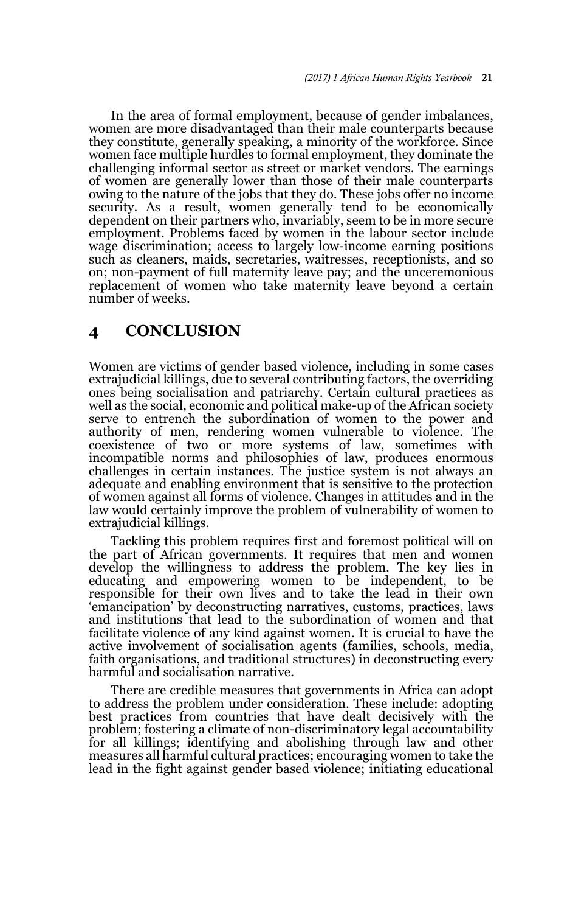In the area of formal employment, because of gender imbalances, women are more disadvantaged than their male counterparts because they constitute, generally speaking, a minority of the workforce. Since women face multiple hurdles to formal employment, they dominate the challenging informal sector as street or market vendors. The earnings of women are generally lower than those of their male counterparts owing to the nature of the jobs that they do. These jobs offer no income security. As a result, women generally tend to be economically dependent on their partners who, invariably, seem to be in more secure employment. Problems faced by women in the labour sector include wage discrimination; access to largely low-income earning positions such as cleaners, maids, secretaries, waitresses, receptionists, and so on; non-payment of full maternity leave pay; and the unceremonious replacement of women who take maternity leave beyond a certain number of weeks.

## 4 CONCLUSION

Women are victims of gender based violence, including in some cases extrajudicial killings, due to several contributing factors, the overriding ones being socialisation and patriarchy. Certain cultural practices as well as the social, economic and political make-up of the African society serve to entrench the subordination of women to the power and authority of men, rendering women vulnerable to violence. The coexistence of two or more systems of law, sometimes with incompatible norms and philosophies of law, produces enormous challenges in certain instances. The justice system is not always an adequate and enabling environment that is sensitive to the protection of women against all forms of violence. Changes in attitudes and in the law would certainly improve the problem of vulnerability of women to extrajudicial killings.

Tackling this problem requires first and foremost political will on the part of African governments. It requires that men and women develop the willingness to address the problem. The key lies in educating and empowering women to be independent, to be responsible for their own lives and to take the lead in their own 'emancipation' by deconstructing narratives, customs, practices, laws and institutions that lead to the subordination of women and that facilitate violence of any kind against women. It is crucial to have the active involvement of socialisation agents (families, schools, media, faith organisations, and traditional structures) in deconstructing every harmful and socialisation narrative.

There are credible measures that governments in Africa can adopt to address the problem under consideration. These include: adopting best practices from countries that have dealt decisively with the problem; fostering a climate of non-discriminatory legal accountability for all killings; identifying and abolishing through law and other measures all harmful cultural practices; encouraging women to take the lead in the fight against gender based violence; initiating educational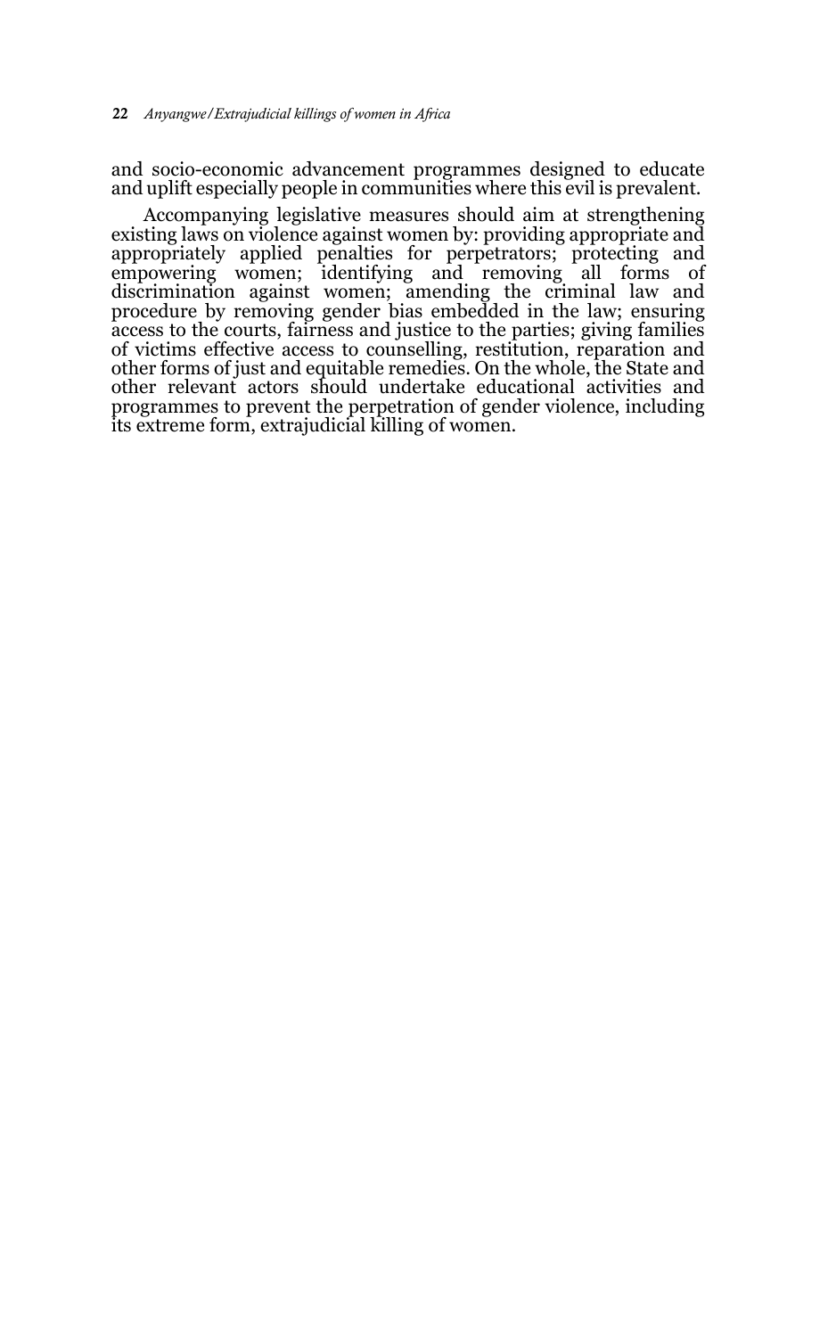and socio-economic advancement programmes designed to educate and uplift especially people in communities where this evil is prevalent.

Accompanying legislative measures should aim at strengthening existing laws on violence against women by: providing appropriate and appropriately applied penalties for perpetrators; protecting and empowering women; identifying and removing all forms of discrimination against women; amending the criminal law and procedure by removing gender bias embedded in the law; ensuring access to the courts, fairness and justice to the parties; giving families of victims effective access to counselling, restitution, reparation and other forms of just and equitable remedies. On the whole, the State and other relevant actors should undertake educational activities and programmes to prevent the perpetration of gender violence, including its extreme form, extrajudicial killing of women.